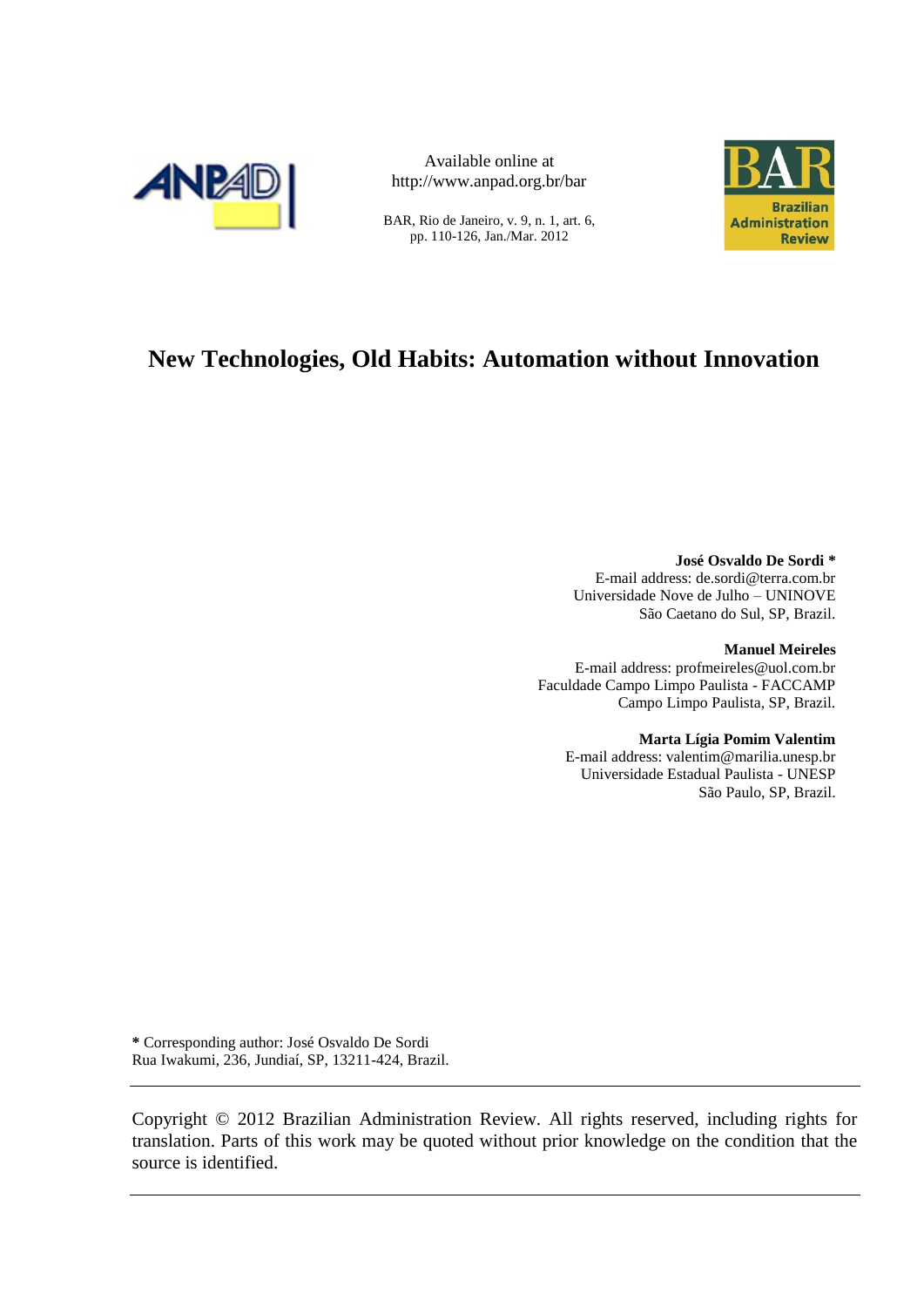Available online at
http://www.anpad.org.br/bar

BAR, Rio de Janeiro, v. 9, n. 1, art. 6,
pp. 110-126, Jan./Mar. 2012

# New Technologies, Old Habits: Automation without Innovation

**José Osvaldo De Sordi** *
E-mail address: de.sordi@terra.com.br
Universidade Nove de Julho – UNINOVE
São Caetano do Sul, SP, Brazil.

**Manuel Meireles**
E-mail address: profmeireles@uol.com.br
Faculdade Campo Limpo Paulista - FACCAMP
Campo Limpo Paulista, SP, Brazil.

**Marta Lígia Pomim Valentim**
E-mail address: valentim@marilia.unesp.br
Universidade Estadual Paulista - UNESP
São Paulo, SP, Brazil.

**\*** Corresponding author: José Osvaldo De Sordi
Rua Iwakumi, 236, Jundiaí, SP, 13211-424, Brazil.

---

Copyright © 2012 Brazilian Administration Review. All rights reserved, including rights for translation. Parts of this work may be quoted without prior knowledge on the condition that the source is identified.

---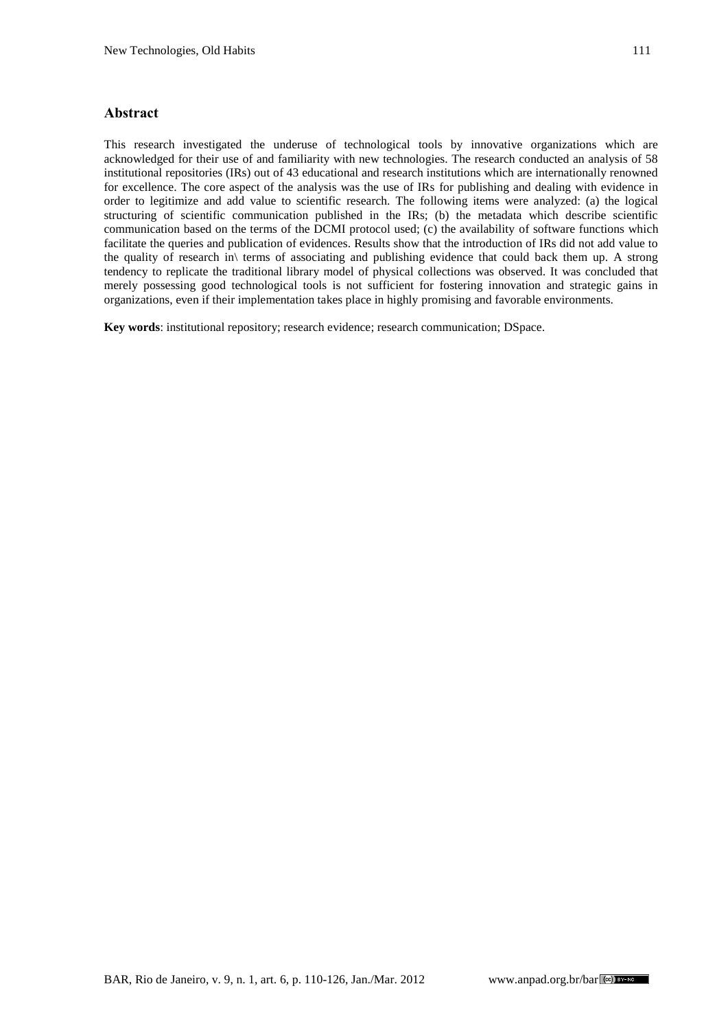## Abstract

This research investigated the underuse of technological tools by innovative organizations which are acknowledged for their use of and familiarity with new technologies. The research conducted an analysis of 58 institutional repositories (IRs) out of 43 educational and research institutions which are internationally renowned for excellence. The core aspect of the analysis was the use of IRs for publishing and dealing with evidence in order to legitimize and add value to scientific research. The following items were analyzed: (a) the logical structuring of scientific communication published in the IRs; (b) the metadata which describe scientific communication based on the terms of the DCMI protocol used; (c) the availability of software functions which facilitate the queries and publication of evidences. Results show that the introduction of IRs did not add value to the quality of research in\ terms of associating and publishing evidence that could back them up. A strong tendency to replicate the traditional library model of physical collections was observed. It was concluded that merely possessing good technological tools is not sufficient for fostering innovation and strategic gains in organizations, even if their implementation takes place in highly promising and favorable environments.

**Key words**: institutional repository; research evidence; research communication; DSpace.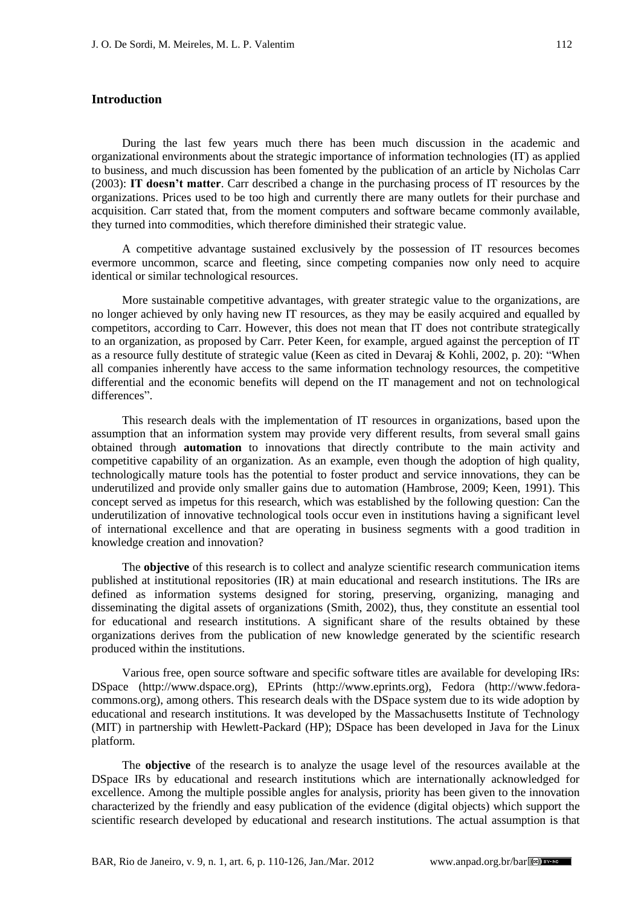## Introduction

During the last few years much there has been much discussion in the academic and organizational environments about the strategic importance of information technologies (IT) as applied to business, and much discussion has been fomented by the publication of an article by Nicholas Carr (2003): **IT doesn't matter**. Carr described a change in the purchasing process of IT resources by the organizations. Prices used to be too high and currently there are many outlets for their purchase and acquisition. Carr stated that, from the moment computers and software became commonly available, they turned into commodities, which therefore diminished their strategic value.

A competitive advantage sustained exclusively by the possession of IT resources becomes evermore uncommon, scarce and fleeting, since competing companies now only need to acquire identical or similar technological resources.

More sustainable competitive advantages, with greater strategic value to the organizations, are no longer achieved by only having new IT resources, as they may be easily acquired and equalled by competitors, according to Carr. However, this does not mean that IT does not contribute strategically to an organization, as proposed by Carr. Peter Keen, for example, argued against the perception of IT as a resource fully destitute of strategic value (Keen as cited in Devaraj & Kohli, 2002, p. 20): "When all companies inherently have access to the same information technology resources, the competitive differential and the economic benefits will depend on the IT management and not on technological differences".

This research deals with the implementation of IT resources in organizations, based upon the assumption that an information system may provide very different results, from several small gains obtained through **automation** to innovations that directly contribute to the main activity and competitive capability of an organization. As an example, even though the adoption of high quality, technologically mature tools has the potential to foster product and service innovations, they can be underutilized and provide only smaller gains due to automation (Hambrose, 2009; Keen, 1991). This concept served as impetus for this research, which was established by the following question: Can the underutilization of innovative technological tools occur even in institutions having a significant level of international excellence and that are operating in business segments with a good tradition in knowledge creation and innovation?

The **objective** of this research is to collect and analyze scientific research communication items published at institutional repositories (IR) at main educational and research institutions. The IRs are defined as information systems designed for storing, preserving, organizing, managing and disseminating the digital assets of organizations (Smith, 2002), thus, they constitute an essential tool for educational and research institutions. A significant share of the results obtained by these organizations derives from the publication of new knowledge generated by the scientific research produced within the institutions.

Various free, open source software and specific software titles are available for developing IRs: DSpace (http://www.dspace.org), EPrints (http://www.eprints.org), Fedora (http://www.fedora-commons.org), among others. This research deals with the DSpace system due to its wide adoption by educational and research institutions. It was developed by the Massachusetts Institute of Technology (MIT) in partnership with Hewlett-Packard (HP); DSpace has been developed in Java for the Linux platform.

The **objective** of the research is to analyze the usage level of the resources available at the DSpace IRs by educational and research institutions which are internationally acknowledged for excellence. Among the multiple possible angles for analysis, priority has been given to the innovation characterized by the friendly and easy publication of the evidence (digital objects) which support the scientific research developed by educational and research institutions. The actual assumption is that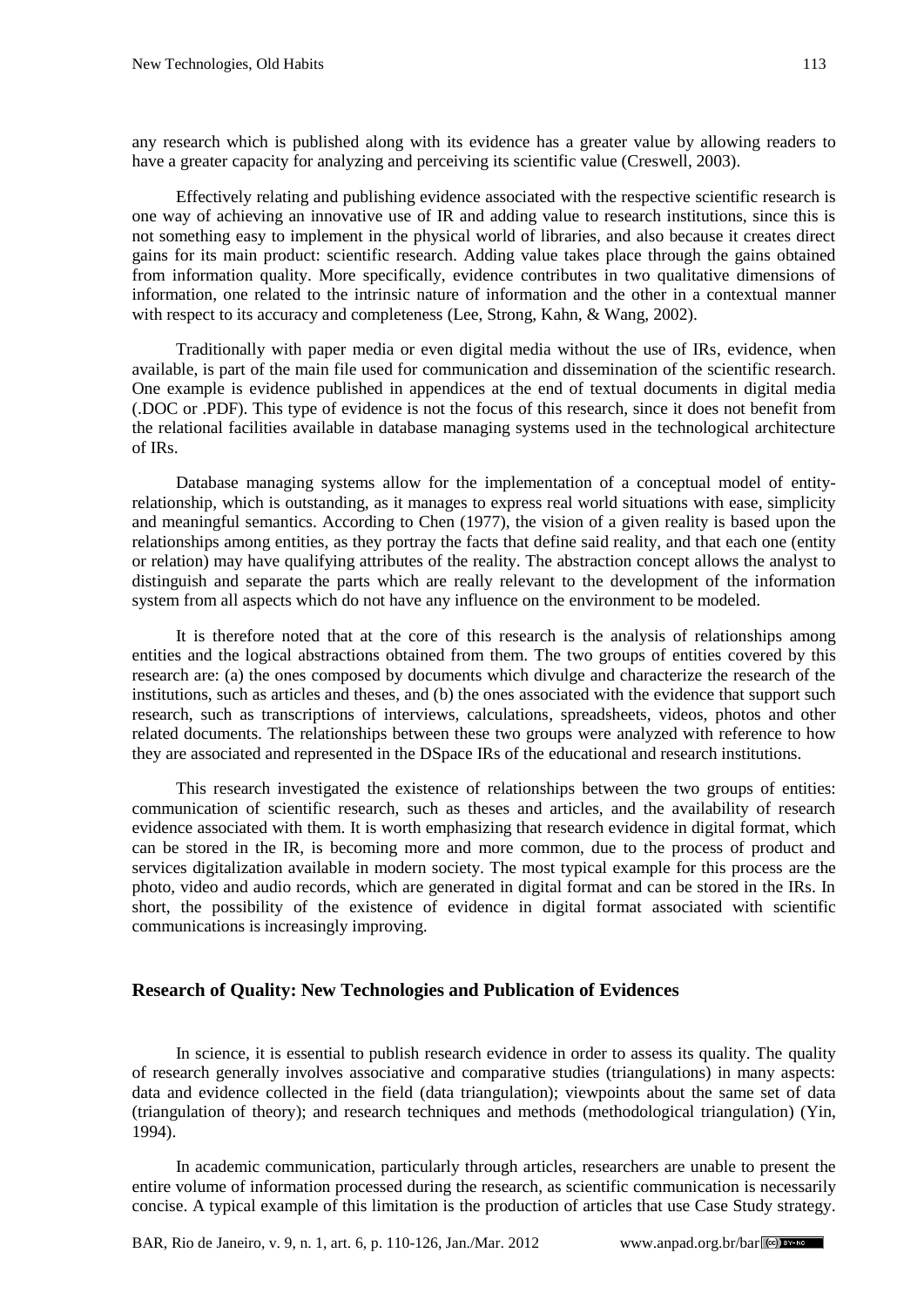any research which is published along with its evidence has a greater value by allowing readers to have a greater capacity for analyzing and perceiving its scientific value (Creswell, 2003).

Effectively relating and publishing evidence associated with the respective scientific research is one way of achieving an innovative use of IR and adding value to research institutions, since this is not something easy to implement in the physical world of libraries, and also because it creates direct gains for its main product: scientific research. Adding value takes place through the gains obtained from information quality. More specifically, evidence contributes in two qualitative dimensions of information, one related to the intrinsic nature of information and the other in a contextual manner with respect to its accuracy and completeness (Lee, Strong, Kahn, & Wang, 2002).

Traditionally with paper media or even digital media without the use of IRs, evidence, when available, is part of the main file used for communication and dissemination of the scientific research. One example is evidence published in appendices at the end of textual documents in digital media (.DOC or .PDF). This type of evidence is not the focus of this research, since it does not benefit from the relational facilities available in database managing systems used in the technological architecture of IRs.

Database managing systems allow for the implementation of a conceptual model of entity-relationship, which is outstanding, as it manages to express real world situations with ease, simplicity and meaningful semantics. According to Chen (1977), the vision of a given reality is based upon the relationships among entities, as they portray the facts that define said reality, and that each one (entity or relation) may have qualifying attributes of the reality. The abstraction concept allows the analyst to distinguish and separate the parts which are really relevant to the development of the information system from all aspects which do not have any influence on the environment to be modeled.

It is therefore noted that at the core of this research is the analysis of relationships among entities and the logical abstractions obtained from them. The two groups of entities covered by this research are: (a) the ones composed by documents which divulge and characterize the research of the institutions, such as articles and theses, and (b) the ones associated with the evidence that support such research, such as transcriptions of interviews, calculations, spreadsheets, videos, photos and other related documents. The relationships between these two groups were analyzed with reference to how they are associated and represented in the DSpace IRs of the educational and research institutions.

This research investigated the existence of relationships between the two groups of entities: communication of scientific research, such as theses and articles, and the availability of research evidence associated with them. It is worth emphasizing that research evidence in digital format, which can be stored in the IR, is becoming more and more common, due to the process of product and services digitalization available in modern society. The most typical example for this process are the photo, video and audio records, which are generated in digital format and can be stored in the IRs. In short, the possibility of the existence of evidence in digital format associated with scientific communications is increasingly improving.

## Research of Quality: New Technologies and Publication of Evidences

In science, it is essential to publish research evidence in order to assess its quality. The quality of research generally involves associative and comparative studies (triangulations) in many aspects: data and evidence collected in the field (data triangulation); viewpoints about the same set of data (triangulation of theory); and research techniques and methods (methodological triangulation) (Yin, 1994).

In academic communication, particularly through articles, researchers are unable to present the entire volume of information processed during the research, as scientific communication is necessarily concise. A typical example of this limitation is the production of articles that use Case Study strategy.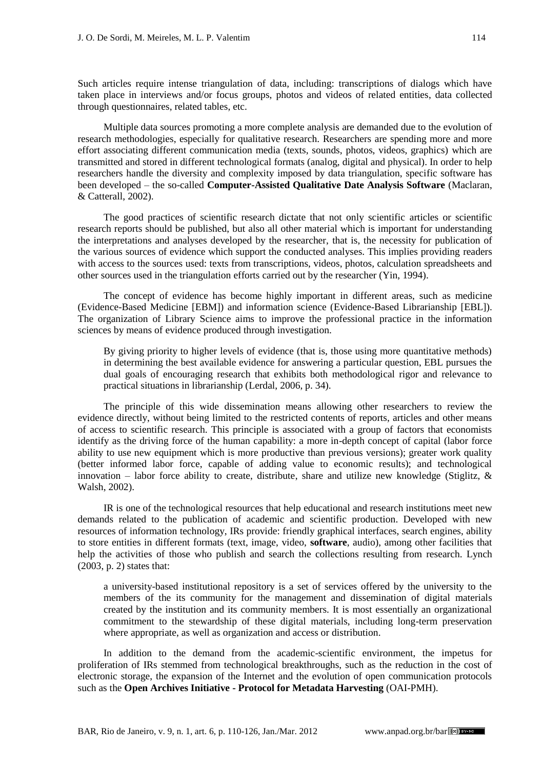Such articles require intense triangulation of data, including: transcriptions of dialogs which have taken place in interviews and/or focus groups, photos and videos of related entities, data collected through questionnaires, related tables, etc.

Multiple data sources promoting a more complete analysis are demanded due to the evolution of research methodologies, especially for qualitative research. Researchers are spending more and more effort associating different communication media (texts, sounds, photos, videos, graphics) which are transmitted and stored in different technological formats (analog, digital and physical). In order to help researchers handle the diversity and complexity imposed by data triangulation, specific software has been developed – the so-called **Computer-Assisted Qualitative Date Analysis Software** (Maclaran, & Catterall, 2002).

The good practices of scientific research dictate that not only scientific articles or scientific research reports should be published, but also all other material which is important for understanding the interpretations and analyses developed by the researcher, that is, the necessity for publication of the various sources of evidence which support the conducted analyses. This implies providing readers with access to the sources used: texts from transcriptions, videos, photos, calculation spreadsheets and other sources used in the triangulation efforts carried out by the researcher (Yin, 1994).

The concept of evidence has become highly important in different areas, such as medicine (Evidence-Based Medicine [EBM]) and information science (Evidence-Based Librarianship [EBL]). The organization of Library Science aims to improve the professional practice in the information sciences by means of evidence produced through investigation.

> By giving priority to higher levels of evidence (that is, those using more quantitative methods) in determining the best available evidence for answering a particular question, EBL pursues the dual goals of encouraging research that exhibits both methodological rigor and relevance to practical situations in librarianship (Lerdal, 2006, p. 34).

The principle of this wide dissemination means allowing other researchers to review the evidence directly, without being limited to the restricted contents of reports, articles and other means of access to scientific research. This principle is associated with a group of factors that economists identify as the driving force of the human capability: a more in-depth concept of capital (labor force ability to use new equipment which is more productive than previous versions); greater work quality (better informed labor force, capable of adding value to economic results); and technological innovation – labor force ability to create, distribute, share and utilize new knowledge (Stiglitz, & Walsh, 2002).

IR is one of the technological resources that help educational and research institutions meet new demands related to the publication of academic and scientific production. Developed with new resources of information technology, IRs provide: friendly graphical interfaces, search engines, ability to store entities in different formats (text, image, video, **software**, audio), among other facilities that help the activities of those who publish and search the collections resulting from research. Lynch (2003, p. 2) states that:

> a university-based institutional repository is a set of services offered by the university to the members of the its community for the management and dissemination of digital materials created by the institution and its community members. It is most essentially an organizational commitment to the stewardship of these digital materials, including long-term preservation where appropriate, as well as organization and access or distribution.

In addition to the demand from the academic-scientific environment, the impetus for proliferation of IRs stemmed from technological breakthroughs, such as the reduction in the cost of electronic storage, the expansion of the Internet and the evolution of open communication protocols such as the **Open Archives Initiative - Protocol for Metadata Harvesting** (OAI-PMH).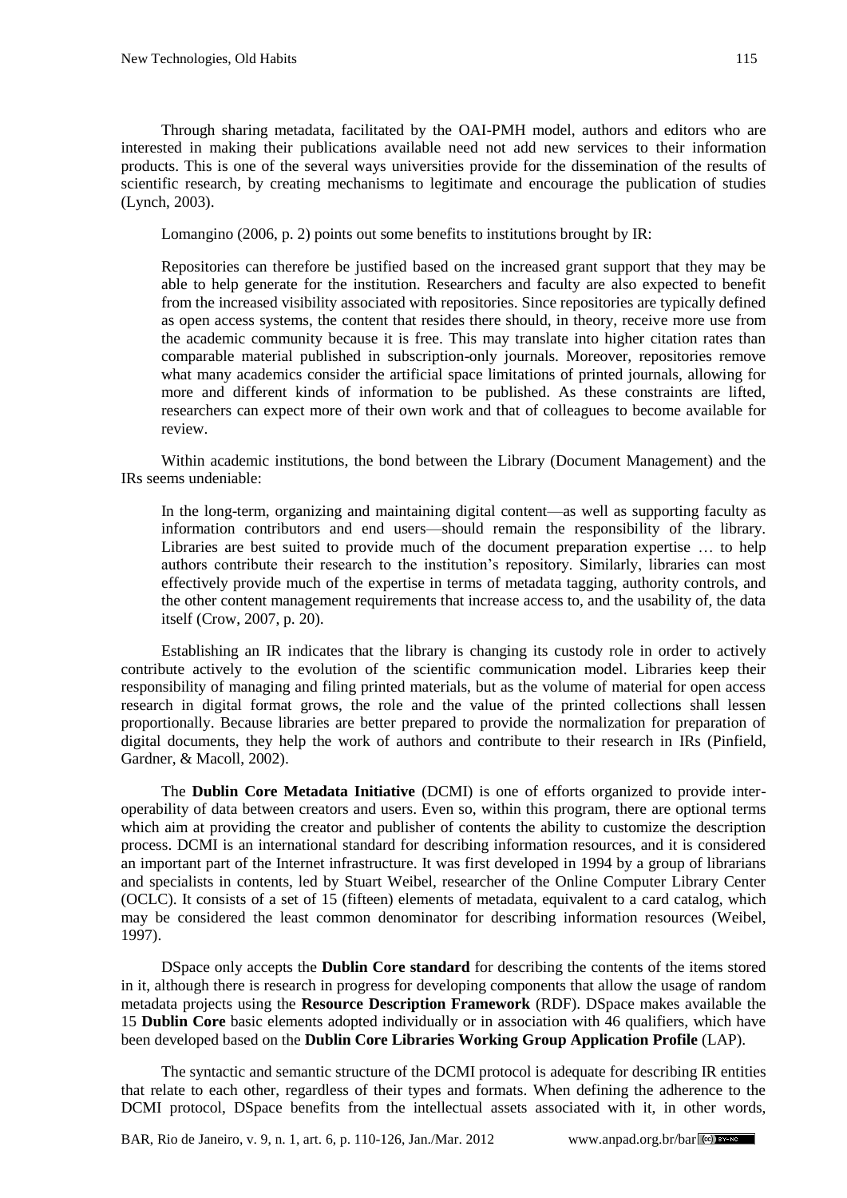Through sharing metadata, facilitated by the OAI-PMH model, authors and editors who are interested in making their publications available need not add new services to their information products. This is one of the several ways universities provide for the dissemination of the results of scientific research, by creating mechanisms to legitimate and encourage the publication of studies (Lynch, 2003).

Lomangino (2006, p. 2) points out some benefits to institutions brought by IR:

> Repositories can therefore be justified based on the increased grant support that they may be able to help generate for the institution. Researchers and faculty are also expected to benefit from the increased visibility associated with repositories. Since repositories are typically defined as open access systems, the content that resides there should, in theory, receive more use from the academic community because it is free. This may translate into higher citation rates than comparable material published in subscription-only journals. Moreover, repositories remove what many academics consider the artificial space limitations of printed journals, allowing for more and different kinds of information to be published. As these constraints are lifted, researchers can expect more of their own work and that of colleagues to become available for review.

Within academic institutions, the bond between the Library (Document Management) and the IRs seems undeniable:

> In the long-term, organizing and maintaining digital content—as well as supporting faculty as information contributors and end users—should remain the responsibility of the library. Libraries are best suited to provide much of the document preparation expertise … to help authors contribute their research to the institution's repository. Similarly, libraries can most effectively provide much of the expertise in terms of metadata tagging, authority controls, and the other content management requirements that increase access to, and the usability of, the data itself (Crow, 2007, p. 20).

Establishing an IR indicates that the library is changing its custody role in order to actively contribute actively to the evolution of the scientific communication model. Libraries keep their responsibility of managing and filing printed materials, but as the volume of material for open access research in digital format grows, the role and the value of the printed collections shall lessen proportionally. Because libraries are better prepared to provide the normalization for preparation of digital documents, they help the work of authors and contribute to their research in IRs (Pinfield, Gardner, & Macoll, 2002).

The **Dublin Core Metadata Initiative** (DCMI) is one of efforts organized to provide inter-operability of data between creators and users. Even so, within this program, there are optional terms which aim at providing the creator and publisher of contents the ability to customize the description process. DCMI is an international standard for describing information resources, and it is considered an important part of the Internet infrastructure. It was first developed in 1994 by a group of librarians and specialists in contents, led by Stuart Weibel, researcher of the Online Computer Library Center (OCLC). It consists of a set of 15 (fifteen) elements of metadata, equivalent to a card catalog, which may be considered the least common denominator for describing information resources (Weibel, 1997).

DSpace only accepts the **Dublin Core standard** for describing the contents of the items stored in it, although there is research in progress for developing components that allow the usage of random metadata projects using the **Resource Description Framework** (RDF). DSpace makes available the 15 **Dublin Core** basic elements adopted individually or in association with 46 qualifiers, which have been developed based on the **Dublin Core Libraries Working Group Application Profile** (LAP).

The syntactic and semantic structure of the DCMI protocol is adequate for describing IR entities that relate to each other, regardless of their types and formats. When defining the adherence to the DCMI protocol, DSpace benefits from the intellectual assets associated with it, in other words,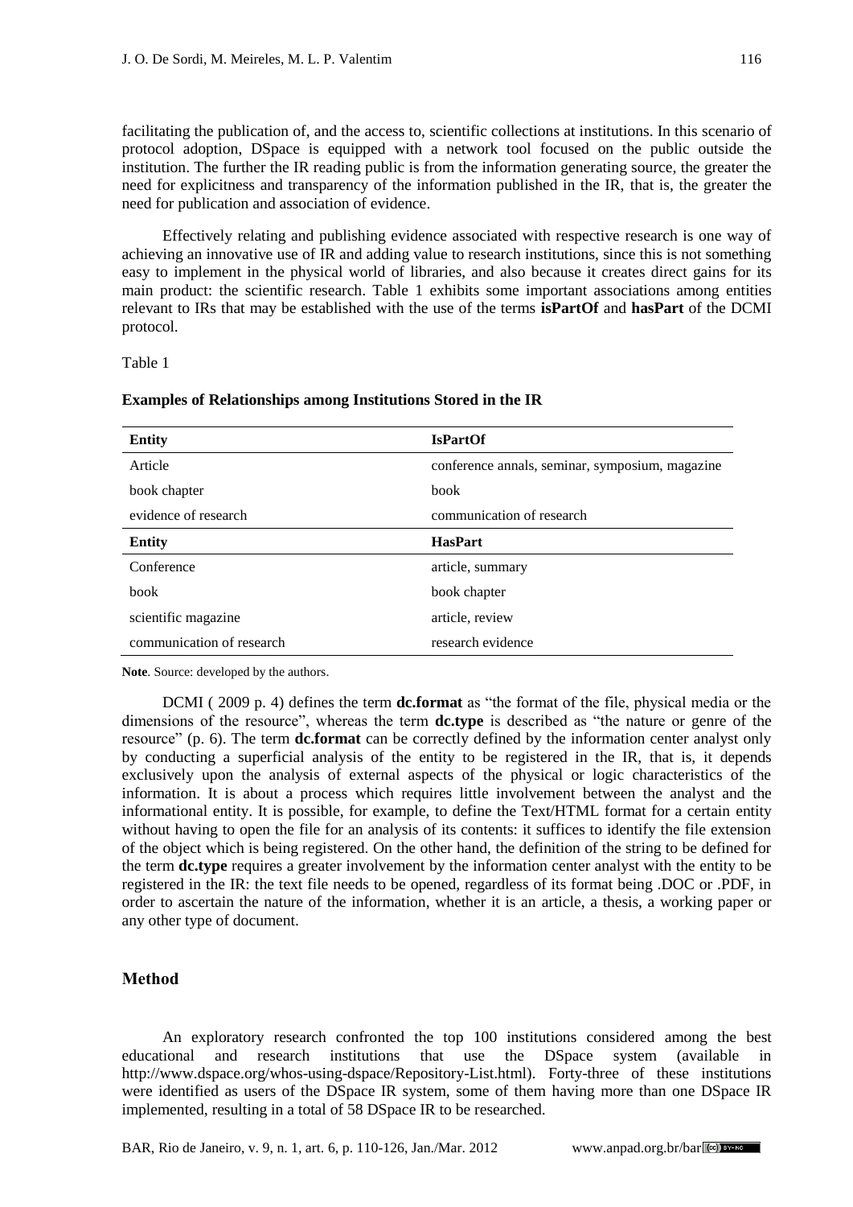facilitating the publication of, and the access to, scientific collections at institutions. In this scenario of protocol adoption, DSpace is equipped with a network tool focused on the public outside the institution. The further the IR reading public is from the information generating source, the greater the need for explicitness and transparency of the information published in the IR, that is, the greater the need for publication and association of evidence.

Effectively relating and publishing evidence associated with respective research is one way of achieving an innovative use of IR and adding value to research institutions, since this is not something easy to implement in the physical world of libraries, and also because it creates direct gains for its main product: the scientific research. Table 1 exhibits some important associations among entities relevant to IRs that may be established with the use of the terms **isPartOf** and **hasPart** of the DCMI protocol.

Table 1

**Examples of Relationships among Institutions Stored in the IR**

| **Entity** | **IsPartOf** |
|---|---|
| Article | conference annals, seminar, symposium, magazine |
| book chapter | book |
| evidence of research | communication of research |
| **Entity** | **HasPart** |
| Conference | article, summary |
| book | book chapter |
| scientific magazine | article, review |
| communication of research | research evidence |

**Note**. Source: developed by the authors.

DCMI ( 2009 p. 4) defines the term **dc.format** as "the format of the file, physical media or the dimensions of the resource", whereas the term **dc.type** is described as "the nature or genre of the resource" (p. 6). The term **dc.format** can be correctly defined by the information center analyst only by conducting a superficial analysis of the entity to be registered in the IR, that is, it depends exclusively upon the analysis of external aspects of the physical or logic characteristics of the information. It is about a process which requires little involvement between the analyst and the informational entity. It is possible, for example, to define the Text/HTML format for a certain entity without having to open the file for an analysis of its contents: it suffices to identify the file extension of the object which is being registered. On the other hand, the definition of the string to be defined for the term **dc.type** requires a greater involvement by the information center analyst with the entity to be registered in the IR: the text file needs to be opened, regardless of its format being .DOC or .PDF, in order to ascertain the nature of the information, whether it is an article, a thesis, a working paper or any other type of document.

## Method

An exploratory research confronted the top 100 institutions considered among the best educational and research institutions that use the DSpace system (available in http://www.dspace.org/whos-using-dspace/Repository-List.html). Forty-three of these institutions were identified as users of the DSpace IR system, some of them having more than one DSpace IR implemented, resulting in a total of 58 DSpace IR to be researched.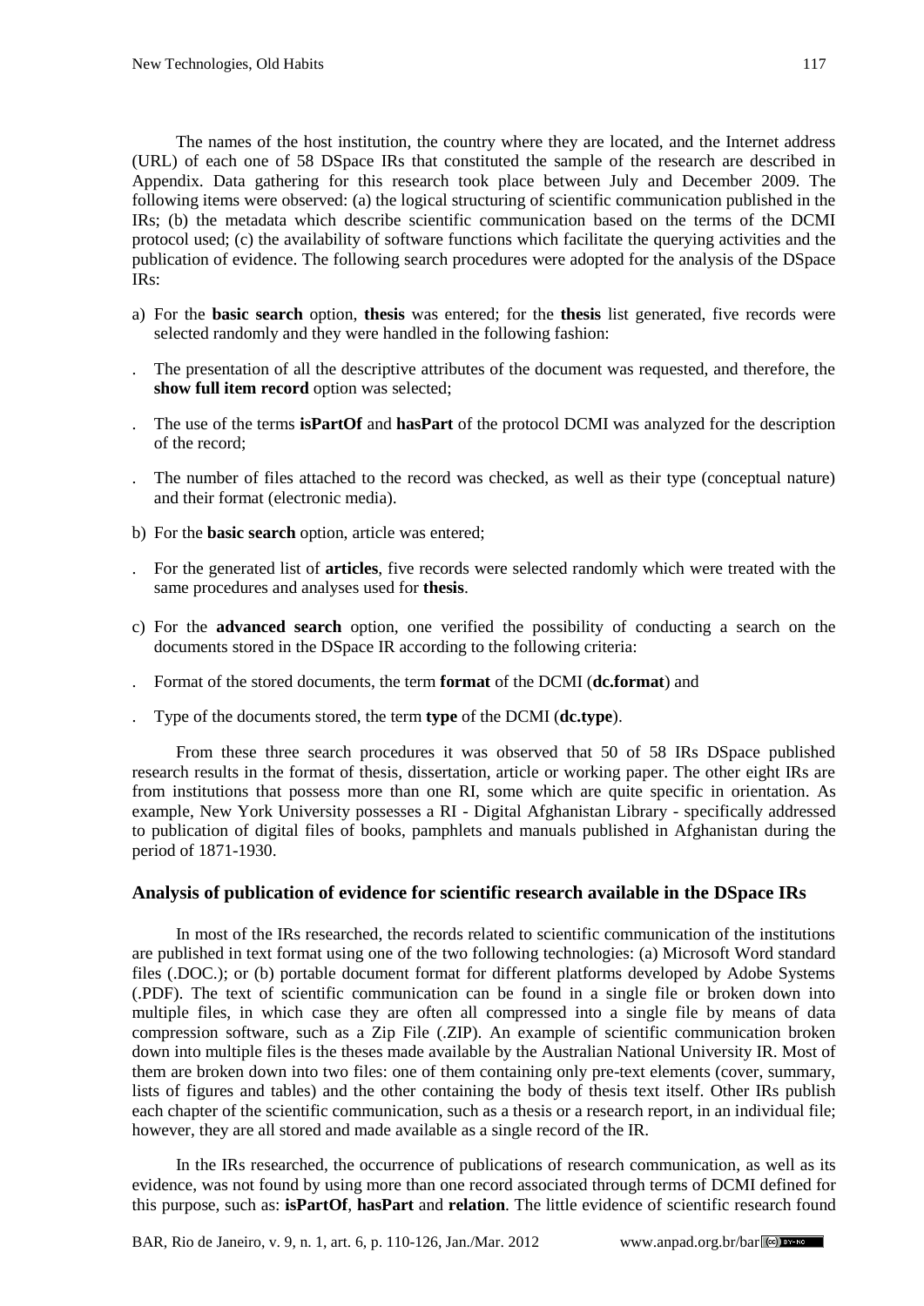The names of the host institution, the country where they are located, and the Internet address (URL) of each one of 58 DSpace IRs that constituted the sample of the research are described in Appendix. Data gathering for this research took place between July and December 2009. The following items were observed: (a) the logical structuring of scientific communication published in the IRs; (b) the metadata which describe scientific communication based on the terms of the DCMI protocol used; (c) the availability of software functions which facilitate the querying activities and the publication of evidence. The following search procedures were adopted for the analysis of the DSpace IRs:

a) For the **basic search** option, **thesis** was entered; for the **thesis** list generated, five records were selected randomly and they were handled in the following fashion:

. The presentation of all the descriptive attributes of the document was requested, and therefore, the **show full item record** option was selected;

. The use of the terms **isPartOf** and **hasPart** of the protocol DCMI was analyzed for the description of the record;

. The number of files attached to the record was checked, as well as their type (conceptual nature) and their format (electronic media).

b) For the **basic search** option, article was entered;

. For the generated list of **articles**, five records were selected randomly which were treated with the same procedures and analyses used for **thesis**.

c) For the **advanced search** option, one verified the possibility of conducting a search on the documents stored in the DSpace IR according to the following criteria:

. Format of the stored documents, the term **format** of the DCMI (**dc.format**) and

. Type of the documents stored, the term **type** of the DCMI (**dc.type**).

From these three search procedures it was observed that 50 of 58 IRs DSpace published research results in the format of thesis, dissertation, article or working paper. The other eight IRs are from institutions that possess more than one RI, some which are quite specific in orientation. As example, New York University possesses a RI - Digital Afghanistan Library - specifically addressed to publication of digital files of books, pamphlets and manuals published in Afghanistan during the period of 1871-1930.

## Analysis of publication of evidence for scientific research available in the DSpace IRs

In most of the IRs researched, the records related to scientific communication of the institutions are published in text format using one of the two following technologies: (a) Microsoft Word standard files (.DOC.); or (b) portable document format for different platforms developed by Adobe Systems (.PDF). The text of scientific communication can be found in a single file or broken down into multiple files, in which case they are often all compressed into a single file by means of data compression software, such as a Zip File (.ZIP). An example of scientific communication broken down into multiple files is the theses made available by the Australian National University IR. Most of them are broken down into two files: one of them containing only pre-text elements (cover, summary, lists of figures and tables) and the other containing the body of thesis text itself. Other IRs publish each chapter of the scientific communication, such as a thesis or a research report, in an individual file; however, they are all stored and made available as a single record of the IR.

In the IRs researched, the occurrence of publications of research communication, as well as its evidence, was not found by using more than one record associated through terms of DCMI defined for this purpose, such as: **isPartOf**, **hasPart** and **relation**. The little evidence of scientific research found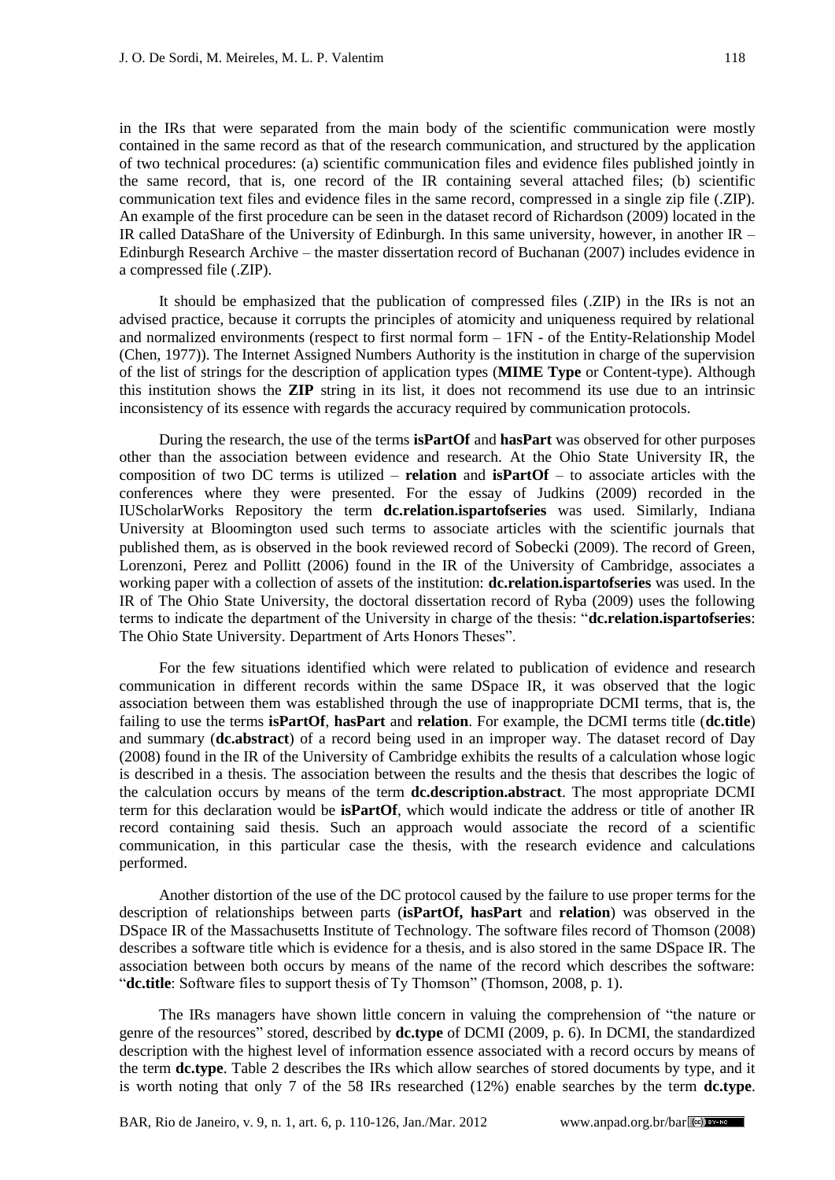in the IRs that were separated from the main body of the scientific communication were mostly contained in the same record as that of the research communication, and structured by the application of two technical procedures: (a) scientific communication files and evidence files published jointly in the same record, that is, one record of the IR containing several attached files; (b) scientific communication text files and evidence files in the same record, compressed in a single zip file (.ZIP). An example of the first procedure can be seen in the dataset record of Richardson (2009) located in the IR called DataShare of the University of Edinburgh. In this same university, however, in another IR – Edinburgh Research Archive – the master dissertation record of Buchanan (2007) includes evidence in a compressed file (.ZIP).

It should be emphasized that the publication of compressed files (.ZIP) in the IRs is not an advised practice, because it corrupts the principles of atomicity and uniqueness required by relational and normalized environments (respect to first normal form – 1FN - of the Entity-Relationship Model (Chen, 1977)). The Internet Assigned Numbers Authority is the institution in charge of the supervision of the list of strings for the description of application types (**MIME Type** or Content-type). Although this institution shows the **ZIP** string in its list, it does not recommend its use due to an intrinsic inconsistency of its essence with regards the accuracy required by communication protocols.

During the research, the use of the terms **isPartOf** and **hasPart** was observed for other purposes other than the association between evidence and research. At the Ohio State University IR, the composition of two DC terms is utilized – **relation** and **isPartOf** – to associate articles with the conferences where they were presented. For the essay of Judkins (2009) recorded in the IUScholarWorks Repository the term **dc.relation.ispartofseries** was used. Similarly, Indiana University at Bloomington used such terms to associate articles with the scientific journals that published them, as is observed in the book reviewed record of Sobecki (2009). The record of Green, Lorenzoni, Perez and Pollitt (2006) found in the IR of the University of Cambridge, associates a working paper with a collection of assets of the institution: **dc.relation.ispartofseries** was used. In the IR of The Ohio State University, the doctoral dissertation record of Ryba (2009) uses the following terms to indicate the department of the University in charge of the thesis: "**dc.relation.ispartofseries**: The Ohio State University. Department of Arts Honors Theses".

For the few situations identified which were related to publication of evidence and research communication in different records within the same DSpace IR, it was observed that the logic association between them was established through the use of inappropriate DCMI terms, that is, the failing to use the terms **isPartOf**, **hasPart** and **relation**. For example, the DCMI terms title (**dc.title**) and summary (**dc.abstract**) of a record being used in an improper way. The dataset record of Day (2008) found in the IR of the University of Cambridge exhibits the results of a calculation whose logic is described in a thesis. The association between the results and the thesis that describes the logic of the calculation occurs by means of the term **dc.description.abstract**. The most appropriate DCMI term for this declaration would be **isPartOf**, which would indicate the address or title of another IR record containing said thesis. Such an approach would associate the record of a scientific communication, in this particular case the thesis, with the research evidence and calculations performed.

Another distortion of the use of the DC protocol caused by the failure to use proper terms for the description of relationships between parts (**isPartOf, hasPart** and **relation**) was observed in the DSpace IR of the Massachusetts Institute of Technology. The software files record of Thomson (2008) describes a software title which is evidence for a thesis, and is also stored in the same DSpace IR. The association between both occurs by means of the name of the record which describes the software: "**dc.title**: Software files to support thesis of Ty Thomson" (Thomson, 2008, p. 1).

The IRs managers have shown little concern in valuing the comprehension of "the nature or genre of the resources" stored, described by **dc.type** of DCMI (2009, p. 6). In DCMI, the standardized description with the highest level of information essence associated with a record occurs by means of the term **dc.type**. Table 2 describes the IRs which allow searches of stored documents by type, and it is worth noting that only 7 of the 58 IRs researched (12%) enable searches by the term **dc.type**.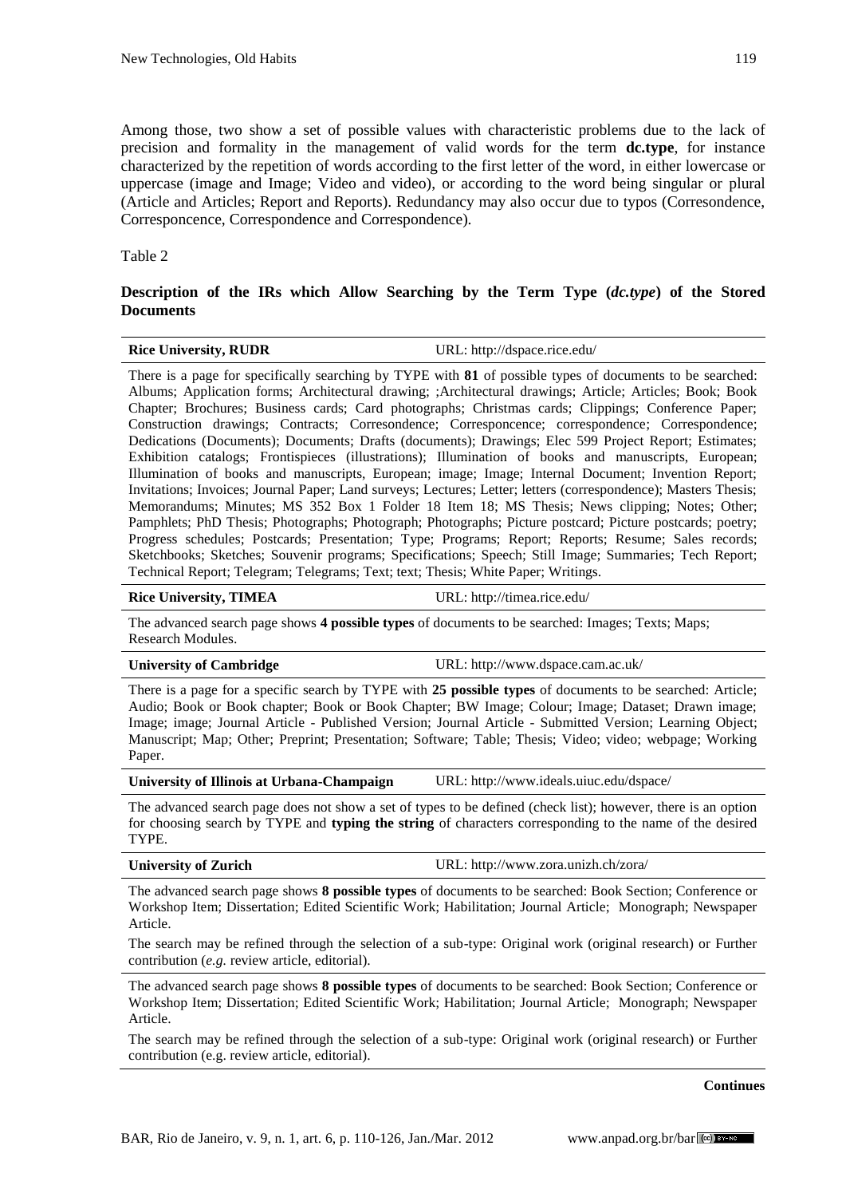Among those, two show a set of possible values with characteristic problems due to the lack of precision and formality in the management of valid words for the term **dc.type**, for instance characterized by the repetition of words according to the first letter of the word, in either lowercase or uppercase (image and Image; Video and video), or according to the word being singular or plural (Article and Articles; Report and Reports). Redundancy may also occur due to typos (Corresondence, Corresponcence, Correspondence and Correspondence).

Table 2

**Description of the IRs which Allow Searching by the Term Type (*dc.type*) of the Stored Documents**

| **Rice University, RUDR** | URL: http://dspace.rice.edu/ |
|---|---|
| There is a page for specifically searching by TYPE with **81** of possible types of documents to be searched: Albums; Application forms; Architectural drawing; ;Architectural drawings; Article; Articles; Book; Book Chapter; Brochures; Business cards; Card photographs; Christmas cards; Clippings; Conference Paper; Construction drawings; Contracts; Corresondence; Corresponcence; correspondence; Correspondence; Dedications (Documents); Documents; Drafts (documents); Drawings; Elec 599 Project Report; Estimates; Exhibition catalogs; Frontispieces (illustrations); Illumination of books and manuscripts, European; Illumination of books and manuscripts, European; image; Image; Internal Document; Invention Report; Invitations; Invoices; Journal Paper; Land surveys; Lectures; Letter; letters (correspondence); Masters Thesis; Memorandums; Minutes; MS 352 Box 1 Folder 18 Item 18; MS Thesis; News clipping; Notes; Other; Pamphlets; PhD Thesis; Photographs; Photograph; Photographs; Picture postcard; Picture postcards; poetry; Progress schedules; Postcards; Presentation; Type; Programs; Report; Reports; Resume; Sales records; Sketchbooks; Sketches; Souvenir programs; Specifications; Speech; Still Image; Summaries; Tech Report; Technical Report; Telegram; Telegrams; Text; text; Thesis; White Paper; Writings. | |
| **Rice University, TIMEA** | URL: http://timea.rice.edu/ |
| The advanced search page shows **4 possible types** of documents to be searched: Images; Texts; Maps; Research Modules. | |
| **University of Cambridge** | URL: http://www.dspace.cam.ac.uk/ |
| There is a page for a specific search by TYPE with **25 possible types** of documents to be searched: Article; Audio; Book or Book chapter; Book or Book Chapter; BW Image; Colour; Image; Dataset; Drawn image; Image; image; Journal Article - Published Version; Journal Article - Submitted Version; Learning Object; Manuscript; Map; Other; Preprint; Presentation; Software; Table; Thesis; Video; video; webpage; Working Paper. | |
| **University of Illinois at Urbana-Champaign** | URL: http://www.ideals.uiuc.edu/dspace/ |
| The advanced search page does not show a set of types to be defined (check list); however, there is an option for choosing search by TYPE and **typing the string** of characters corresponding to the name of the desired TYPE. | |
| **University of Zurich** | URL: http://www.zora.unizh.ch/zora/ |
| The advanced search page shows **8 possible types** of documents to be searched: Book Section; Conference or Workshop Item; Dissertation; Edited Scientific Work; Habilitation; Journal Article; Monograph; Newspaper Article. The search may be refined through the selection of a sub-type: Original work (original research) or Further contribution (*e.g.* review article, editorial). | |
| The advanced search page shows **8 possible types** of documents to be searched: Book Section; Conference or Workshop Item; Dissertation; Edited Scientific Work; Habilitation; Journal Article; Monograph; Newspaper Article. The search may be refined through the selection of a sub-type: Original work (original research) or Further contribution (e.g. review article, editorial). | |

**Continues**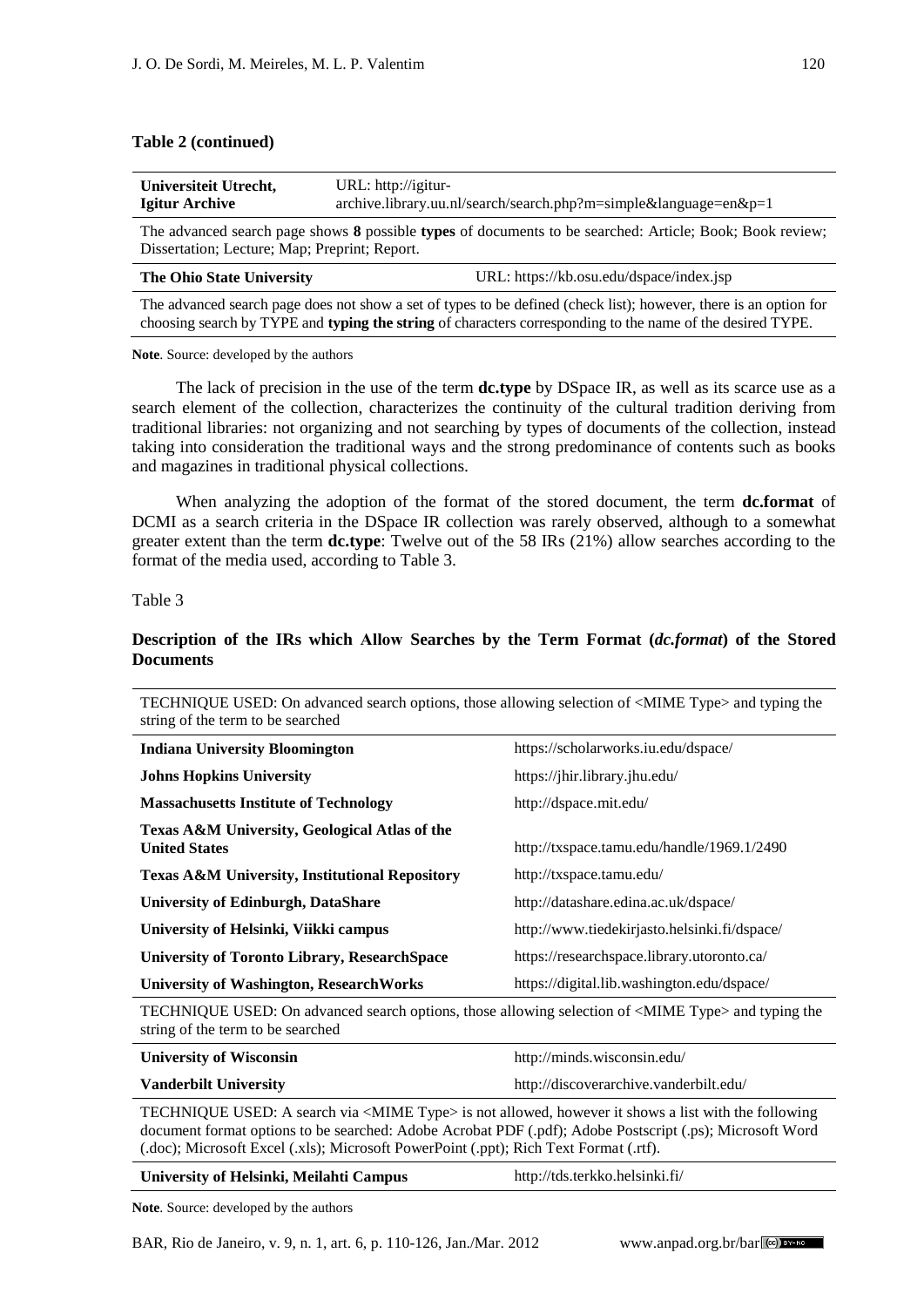**Table 2 (continued)**

| | |
|---|---|
| **Universiteit Utrecht, Igitur Archive** | URL: http://igitur-archive.library.uu.nl/search/search.php?m=simple&language=en&p=1 |
| The advanced search page shows **8** possible **types** of documents to be searched: Article; Book; Book review; Dissertation; Lecture; Map; Preprint; Report. | |
| **The Ohio State University** | URL: https://kb.osu.edu/dspace/index.jsp |
| The advanced search page does not show a set of types to be defined (check list); however, there is an option for choosing search by TYPE and **typing the string** of characters corresponding to the name of the desired TYPE. | |

**Note**. Source: developed by the authors

The lack of precision in the use of the term **dc.type** by DSpace IR, as well as its scarce use as a search element of the collection, characterizes the continuity of the cultural tradition deriving from traditional libraries: not organizing and not searching by types of documents of the collection, instead taking into consideration the traditional ways and the strong predominance of contents such as books and magazines in traditional physical collections.

When analyzing the adoption of the format of the stored document, the term **dc.format** of DCMI as a search criteria in the DSpace IR collection was rarely observed, although to a somewhat greater extent than the term **dc.type**: Twelve out of the 58 IRs (21%) allow searches according to the format of the media used, according to Table 3.

Table 3

**Description of the IRs which Allow Searches by the Term Format (*dc.format*) of the Stored Documents**

| | |
|---|---|
| TECHNIQUE USED: On advanced search options, those allowing selection of <MIME Type> and typing the string of the term to be searched | |
| **Indiana University Bloomington** | https://scholarworks.iu.edu/dspace/ |
| **Johns Hopkins University** | https://jhir.library.jhu.edu/ |
| **Massachusetts Institute of Technology** | http://dspace.mit.edu/ |
| **Texas A&M University, Geological Atlas of the United States** | http://txspace.tamu.edu/handle/1969.1/2490 |
| **Texas A&M University, Institutional Repository** | http://txspace.tamu.edu/ |
| **University of Edinburgh, DataShare** | http://datashare.edina.ac.uk/dspace/ |
| **University of Helsinki, Viikki campus** | http://www.tiedekirjasto.helsinki.fi/dspace/ |
| **University of Toronto Library, ResearchSpace** | https://researchspace.library.utoronto.ca/ |
| **University of Washington, ResearchWorks** | https://digital.lib.washington.edu/dspace/ |
| TECHNIQUE USED: On advanced search options, those allowing selection of <MIME Type> and typing the string of the term to be searched | |
| **University of Wisconsin** | http://minds.wisconsin.edu/ |
| **Vanderbilt University** | http://discoverarchive.vanderbilt.edu/ |
| TECHNIQUE USED: A search via <MIME Type> is not allowed, however it shows a list with the following document format options to be searched: Adobe Acrobat PDF (.pdf); Adobe Postscript (.ps); Microsoft Word (.doc); Microsoft Excel (.xls); Microsoft PowerPoint (.ppt); Rich Text Format (.rtf). | |
| **University of Helsinki, Meilahti Campus** | http://tds.terkko.helsinki.fi/ |

**Note**. Source: developed by the authors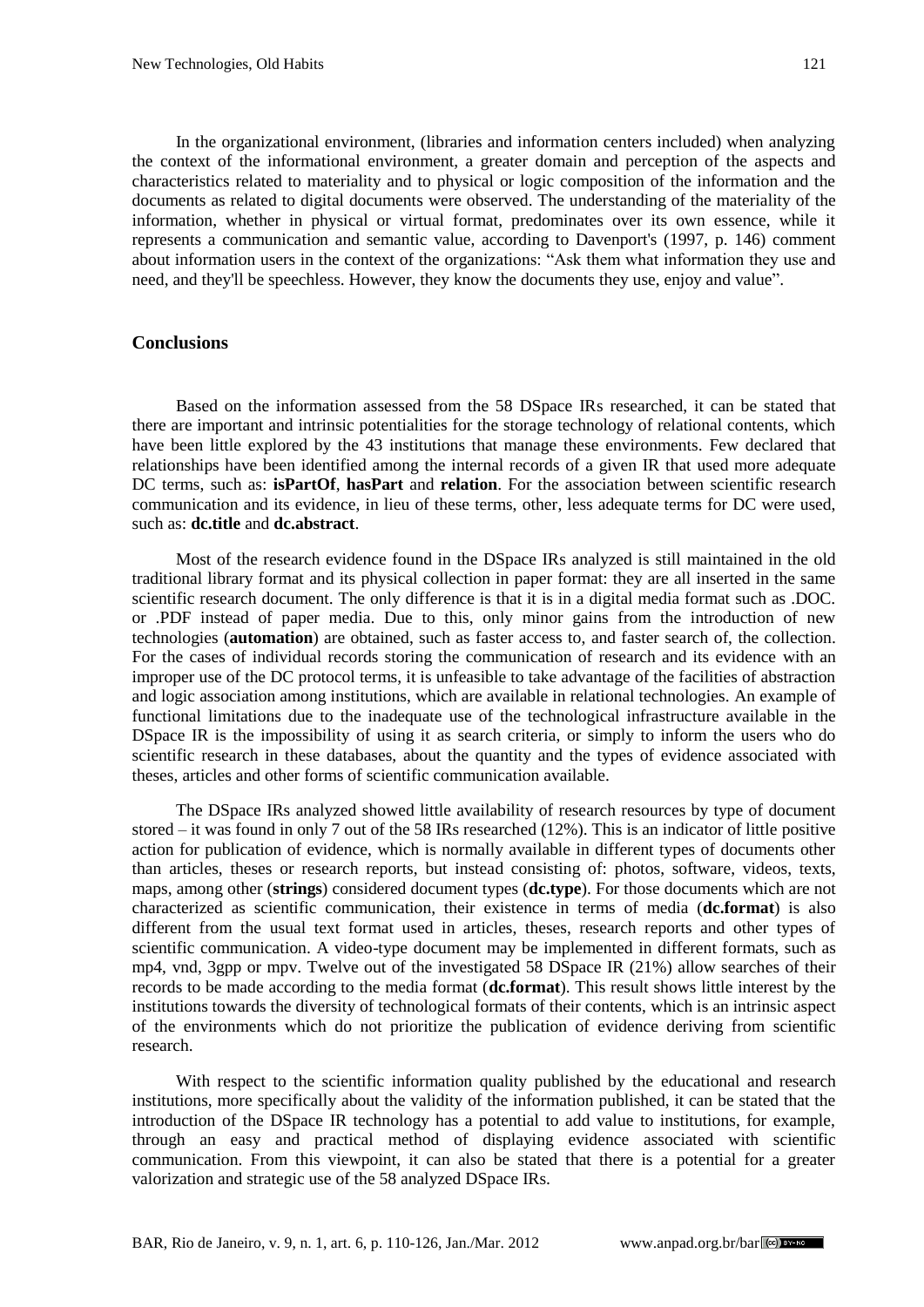In the organizational environment, (libraries and information centers included) when analyzing the context of the informational environment, a greater domain and perception of the aspects and characteristics related to materiality and to physical or logic composition of the information and the documents as related to digital documents were observed. The understanding of the materiality of the information, whether in physical or virtual format, predominates over its own essence, while it represents a communication and semantic value, according to Davenport's (1997, p. 146) comment about information users in the context of the organizations: "Ask them what information they use and need, and they'll be speechless. However, they know the documents they use, enjoy and value".

## Conclusions

Based on the information assessed from the 58 DSpace IRs researched, it can be stated that there are important and intrinsic potentialities for the storage technology of relational contents, which have been little explored by the 43 institutions that manage these environments. Few declared that relationships have been identified among the internal records of a given IR that used more adequate DC terms, such as: **isPartOf**, **hasPart** and **relation**. For the association between scientific research communication and its evidence, in lieu of these terms, other, less adequate terms for DC were used, such as: **dc.title** and **dc.abstract**.

Most of the research evidence found in the DSpace IRs analyzed is still maintained in the old traditional library format and its physical collection in paper format: they are all inserted in the same scientific research document. The only difference is that it is in a digital media format such as .DOC. or .PDF instead of paper media. Due to this, only minor gains from the introduction of new technologies (**automation**) are obtained, such as faster access to, and faster search of, the collection. For the cases of individual records storing the communication of research and its evidence with an improper use of the DC protocol terms, it is unfeasible to take advantage of the facilities of abstraction and logic association among institutions, which are available in relational technologies. An example of functional limitations due to the inadequate use of the technological infrastructure available in the DSpace IR is the impossibility of using it as search criteria, or simply to inform the users who do scientific research in these databases, about the quantity and the types of evidence associated with theses, articles and other forms of scientific communication available.

The DSpace IRs analyzed showed little availability of research resources by type of document stored – it was found in only 7 out of the 58 IRs researched (12%). This is an indicator of little positive action for publication of evidence, which is normally available in different types of documents other than articles, theses or research reports, but instead consisting of: photos, software, videos, texts, maps, among other (**strings**) considered document types (**dc.type**). For those documents which are not characterized as scientific communication, their existence in terms of media (**dc.format**) is also different from the usual text format used in articles, theses, research reports and other types of scientific communication. A video-type document may be implemented in different formats, such as mp4, vnd, 3gpp or mpv. Twelve out of the investigated 58 DSpace IR (21%) allow searches of their records to be made according to the media format (**dc.format**). This result shows little interest by the institutions towards the diversity of technological formats of their contents, which is an intrinsic aspect of the environments which do not prioritize the publication of evidence deriving from scientific research.

With respect to the scientific information quality published by the educational and research institutions, more specifically about the validity of the information published, it can be stated that the introduction of the DSpace IR technology has a potential to add value to institutions, for example, through an easy and practical method of displaying evidence associated with scientific communication. From this viewpoint, it can also be stated that there is a potential for a greater valorization and strategic use of the 58 analyzed DSpace IRs.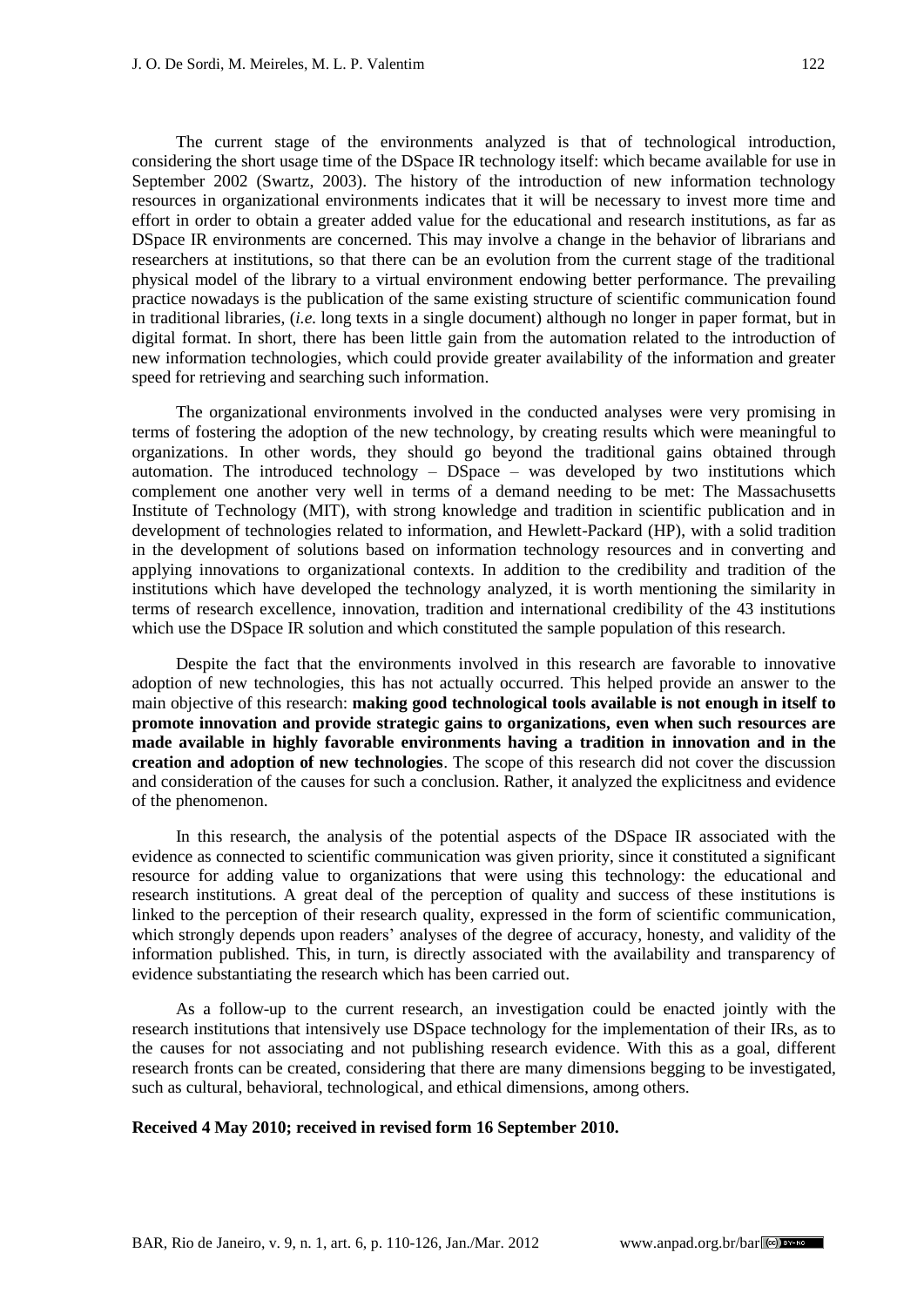The current stage of the environments analyzed is that of technological introduction, considering the short usage time of the DSpace IR technology itself: which became available for use in September 2002 (Swartz, 2003). The history of the introduction of new information technology resources in organizational environments indicates that it will be necessary to invest more time and effort in order to obtain a greater added value for the educational and research institutions, as far as DSpace IR environments are concerned. This may involve a change in the behavior of librarians and researchers at institutions, so that there can be an evolution from the current stage of the traditional physical model of the library to a virtual environment endowing better performance. The prevailing practice nowadays is the publication of the same existing structure of scientific communication found in traditional libraries, (*i.e.* long texts in a single document) although no longer in paper format, but in digital format. In short, there has been little gain from the automation related to the introduction of new information technologies, which could provide greater availability of the information and greater speed for retrieving and searching such information.

The organizational environments involved in the conducted analyses were very promising in terms of fostering the adoption of the new technology, by creating results which were meaningful to organizations. In other words, they should go beyond the traditional gains obtained through automation. The introduced technology – DSpace – was developed by two institutions which complement one another very well in terms of a demand needing to be met: The Massachusetts Institute of Technology (MIT), with strong knowledge and tradition in scientific publication and in development of technologies related to information, and Hewlett-Packard (HP), with a solid tradition in the development of solutions based on information technology resources and in converting and applying innovations to organizational contexts. In addition to the credibility and tradition of the institutions which have developed the technology analyzed, it is worth mentioning the similarity in terms of research excellence, innovation, tradition and international credibility of the 43 institutions which use the DSpace IR solution and which constituted the sample population of this research.

Despite the fact that the environments involved in this research are favorable to innovative adoption of new technologies, this has not actually occurred. This helped provide an answer to the main objective of this research: **making good technological tools available is not enough in itself to promote innovation and provide strategic gains to organizations, even when such resources are made available in highly favorable environments having a tradition in innovation and in the creation and adoption of new technologies**. The scope of this research did not cover the discussion and consideration of the causes for such a conclusion. Rather, it analyzed the explicitness and evidence of the phenomenon.

In this research, the analysis of the potential aspects of the DSpace IR associated with the evidence as connected to scientific communication was given priority, since it constituted a significant resource for adding value to organizations that were using this technology: the educational and research institutions. A great deal of the perception of quality and success of these institutions is linked to the perception of their research quality, expressed in the form of scientific communication, which strongly depends upon readers' analyses of the degree of accuracy, honesty, and validity of the information published. This, in turn, is directly associated with the availability and transparency of evidence substantiating the research which has been carried out.

As a follow-up to the current research, an investigation could be enacted jointly with the research institutions that intensively use DSpace technology for the implementation of their IRs, as to the causes for not associating and not publishing research evidence. With this as a goal, different research fronts can be created, considering that there are many dimensions begging to be investigated, such as cultural, behavioral, technological, and ethical dimensions, among others.

**Received 4 May 2010; received in revised form 16 September 2010.**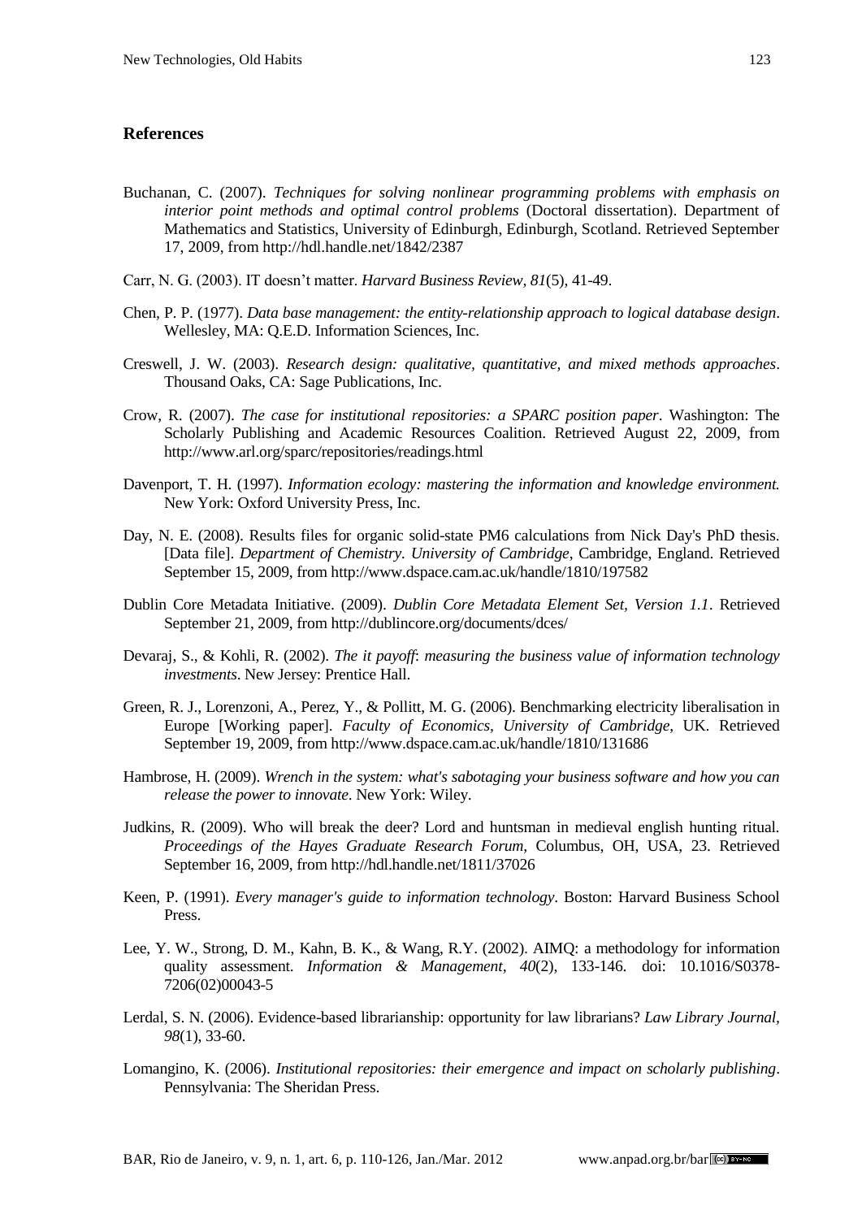## References

Buchanan, C. (2007). *Techniques for solving nonlinear programming problems with emphasis on interior point methods and optimal control problems* (Doctoral dissertation). Department of Mathematics and Statistics, University of Edinburgh, Edinburgh, Scotland. Retrieved September 17, 2009, from http://hdl.handle.net/1842/2387

Carr, N. G. (2003). IT doesn't matter. *Harvard Business Review, 81*(5), 41-49.

Chen, P. P. (1977). *Data base management: the entity-relationship approach to logical database design*. Wellesley, MA: Q.E.D. Information Sciences, Inc.

Creswell, J. W. (2003). *Research design: qualitative, quantitative, and mixed methods approaches*. Thousand Oaks, CA: Sage Publications, Inc.

Crow, R. (2007). *The case for institutional repositories: a SPARC position paper*. Washington: The Scholarly Publishing and Academic Resources Coalition. Retrieved August 22, 2009, from http://www.arl.org/sparc/repositories/readings.html

Davenport, T. H. (1997). *Information ecology: mastering the information and knowledge environment.* New York: Oxford University Press, Inc.

Day, N. E. (2008). Results files for organic solid-state PM6 calculations from Nick Day's PhD thesis. [Data file]. *Department of Chemistry. University of Cambridge*, Cambridge, England. Retrieved September 15, 2009, from http://www.dspace.cam.ac.uk/handle/1810/197582

Dublin Core Metadata Initiative. (2009). *Dublin Core Metadata Element Set, Version 1.1*. Retrieved September 21, 2009, from http://dublincore.org/documents/dces/

Devaraj, S., & Kohli, R. (2002). *The it payoff*: *measuring the business value of information technology investments*. New Jersey: Prentice Hall.

Green, R. J., Lorenzoni, A., Perez, Y., & Pollitt, M. G. (2006). Benchmarking electricity liberalisation in Europe [Working paper]. *Faculty of Economics, University of Cambridge*, UK. Retrieved September 19, 2009, from http://www.dspace.cam.ac.uk/handle/1810/131686

Hambrose, H. (2009). *Wrench in the system: what's sabotaging your business software and how you can release the power to innovate*. New York: Wiley.

Judkins, R. (2009). Who will break the deer? Lord and huntsman in medieval english hunting ritual. *Proceedings of the Hayes Graduate Research Forum*, Columbus, OH, USA, 23. Retrieved September 16, 2009, from http://hdl.handle.net/1811/37026

Keen, P. (1991). *Every manager's guide to information technology*. Boston: Harvard Business School Press.

Lee, Y. W., Strong, D. M., Kahn, B. K., & Wang, R.Y. (2002). AIMQ: a methodology for information quality assessment. *Information & Management, 40*(2), 133-146. doi: 10.1016/S0378-7206(02)00043-5

Lerdal, S. N. (2006). Evidence-based librarianship: opportunity for law librarians? *Law Library Journal, 98*(1), 33-60.

Lomangino, K. (2006). *Institutional repositories: their emergence and impact on scholarly publishing*. Pennsylvania: The Sheridan Press.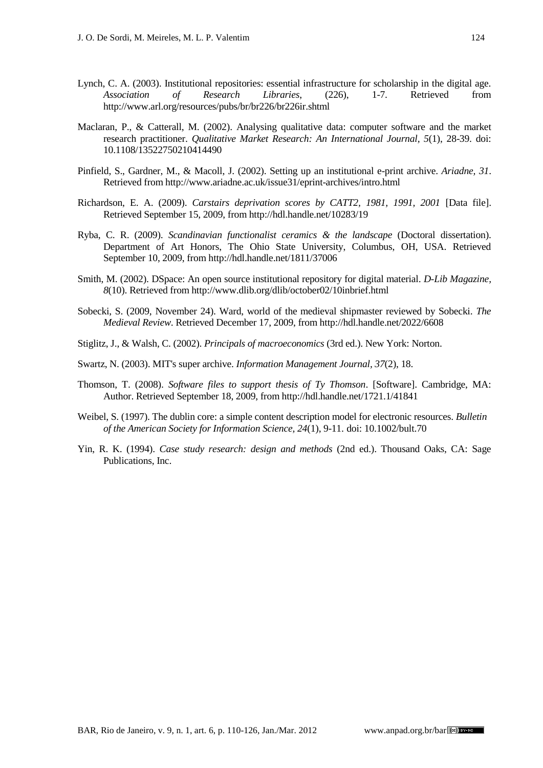Lynch, C. A. (2003). Institutional repositories: essential infrastructure for scholarship in the digital age. *Association of Research Libraries*, (226), 1-7. Retrieved from http://www.arl.org/resources/pubs/br/br226/br226ir.shtml

Maclaran, P., & Catterall, M. (2002). Analysing qualitative data: computer software and the market research practitioner. *Qualitative Market Research: An International Journal, 5*(1), 28-39. doi: 10.1108/13522750210414490

Pinfield, S., Gardner, M., & Macoll, J. (2002). Setting up an institutional e-print archive. *Ariadne, 31*. Retrieved from http://www.ariadne.ac.uk/issue31/eprint-archives/intro.html

Richardson, E. A. (2009). *Carstairs deprivation scores by CATT2, 1981, 1991, 2001* [Data file]. Retrieved September 15, 2009, from http://hdl.handle.net/10283/19

Ryba, C. R. (2009). *Scandinavian functionalist ceramics & the landscape* (Doctoral dissertation). Department of Art Honors, The Ohio State University, Columbus, OH, USA. Retrieved September 10, 2009, from http://hdl.handle.net/1811/37006

Smith, M. (2002). DSpace: An open source institutional repository for digital material. *D-Lib Magazine, 8*(10). Retrieved from http://www.dlib.org/dlib/october02/10inbrief.html

Sobecki, S. (2009, November 24). Ward, world of the medieval shipmaster reviewed by Sobecki. *The Medieval Review*. Retrieved December 17, 2009, from http://hdl.handle.net/2022/6608

Stiglitz, J., & Walsh, C. (2002). *Principals of macroeconomics* (3rd ed.). New York: Norton.

Swartz, N. (2003). MIT's super archive. *Information Management Journal*, *37*(2), 18.

Thomson, T. (2008). *Software files to support thesis of Ty Thomson*. [Software]. Cambridge, MA: Author. Retrieved September 18, 2009, from http://hdl.handle.net/1721.1/41841

Weibel, S. (1997). The dublin core: a simple content description model for electronic resources. *Bulletin of the American Society for Information Science, 24*(1), 9-11. doi: 10.1002/bult.70

Yin, R. K. (1994). *Case study research: design and methods* (2nd ed.). Thousand Oaks, CA: Sage Publications, Inc.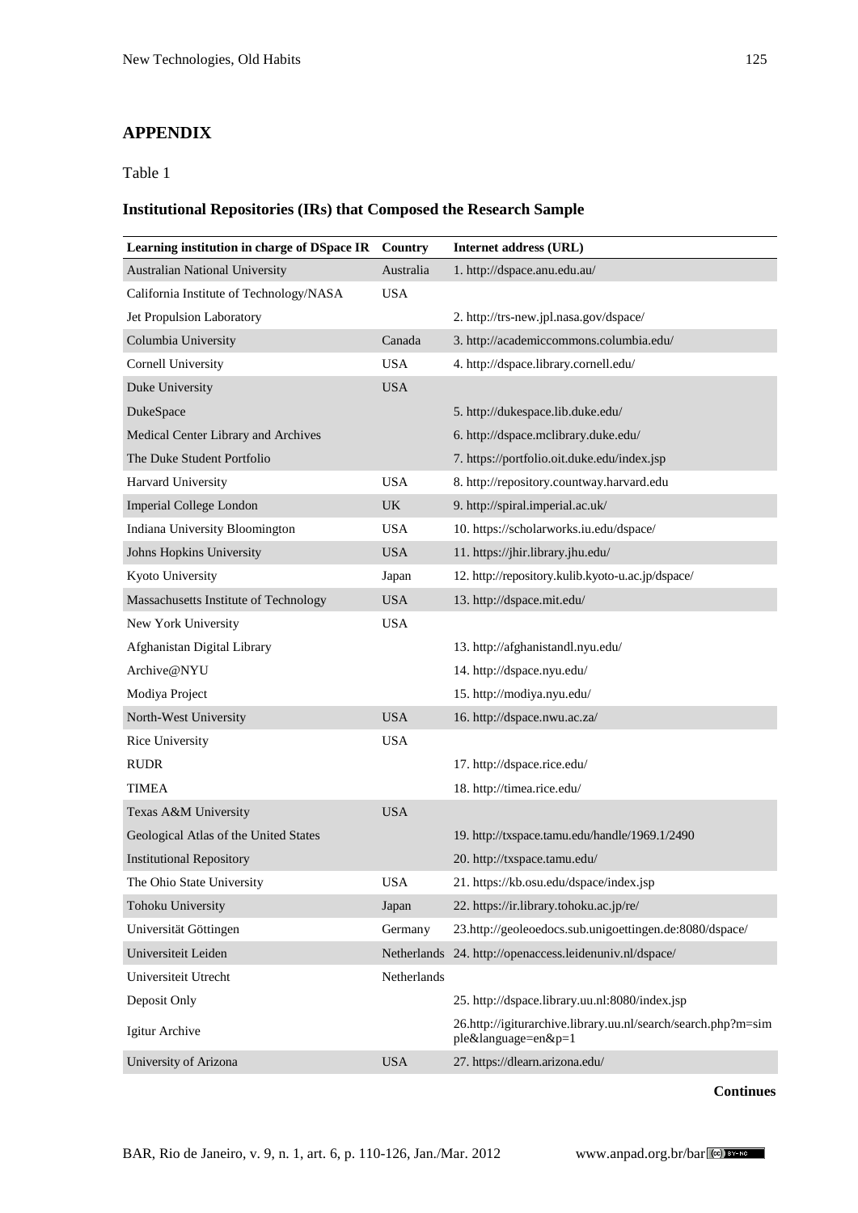## APPENDIX

Table 1

### Institutional Repositories (IRs) that Composed the Research Sample

| Learning institution in charge of DSpace IR | Country | Internet address (URL) |
|---|---|---|
| Australian National University | Australia | 1. http://dspace.anu.edu.au/ |
| California Institute of Technology/NASA | USA | |
| Jet Propulsion Laboratory | | 2. http://trs-new.jpl.nasa.gov/dspace/ |
| Columbia University | Canada | 3. http://academiccommons.columbia.edu/ |
| Cornell University | USA | 4. http://dspace.library.cornell.edu/ |
| Duke University | USA | |
| DukeSpace | | 5. http://dukespace.lib.duke.edu/ |
| Medical Center Library and Archives | | 6. http://dspace.mclibrary.duke.edu/ |
| The Duke Student Portfolio | | 7. https://portfolio.oit.duke.edu/index.jsp |
| Harvard University | USA | 8. http://repository.countway.harvard.edu |
| Imperial College London | UK | 9. http://spiral.imperial.ac.uk/ |
| Indiana University Bloomington | USA | 10. https://scholarworks.iu.edu/dspace/ |
| Johns Hopkins University | USA | 11. https://jhir.library.jhu.edu/ |
| Kyoto University | Japan | 12. http://repository.kulib.kyoto-u.ac.jp/dspace/ |
| Massachusetts Institute of Technology | USA | 13. http://dspace.mit.edu/ |
| New York University | USA | |
| Afghanistan Digital Library | | 13. http://afghanistandl.nyu.edu/ |
| Archive@NYU | | 14. http://dspace.nyu.edu/ |
| Modiya Project | | 15. http://modiya.nyu.edu/ |
| North-West University | USA | 16. http://dspace.nwu.ac.za/ |
| Rice University | USA | |
| RUDR | | 17. http://dspace.rice.edu/ |
| TIMEA | | 18. http://timea.rice.edu/ |
| Texas A&M University | USA | |
| Geological Atlas of the United States | | 19. http://txspace.tamu.edu/handle/1969.1/2490 |
| Institutional Repository | | 20. http://txspace.tamu.edu/ |
| The Ohio State University | USA | 21. https://kb.osu.edu/dspace/index.jsp |
| Tohoku University | Japan | 22. https://ir.library.tohoku.ac.jp/re/ |
| Universität Göttingen | Germany | 23.http://geoleoedocs.sub.unigoettingen.de:8080/dspace/ |
| Universiteit Leiden | Netherlands | 24. http://openaccess.leidenuniv.nl/dspace/ |
| Universiteit Utrecht | Netherlands | |
| Deposit Only | | 25. http://dspace.library.uu.nl:8080/index.jsp |
| Igitur Archive | | 26.http://igiturarchive.library.uu.nl/search/search.php?m=simple&language=en&p=1 |
| University of Arizona | USA | 27. https://dlearn.arizona.edu/ |

**Continues**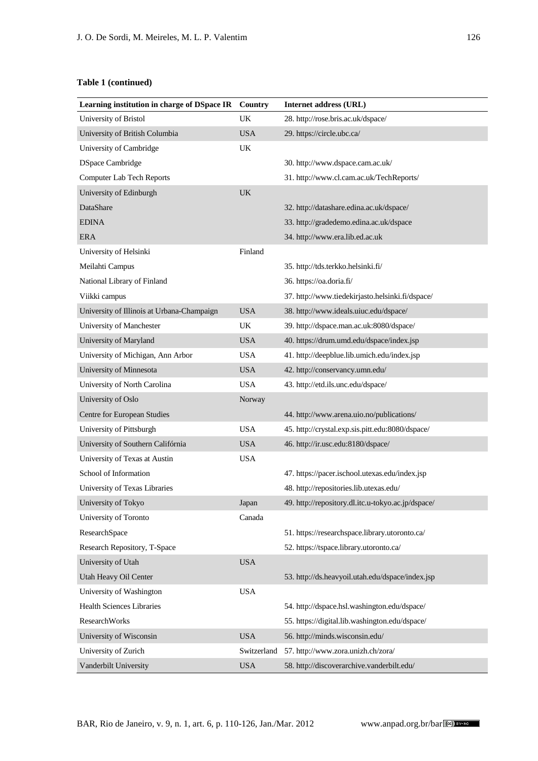**Table 1 (continued)**

| Learning institution in charge of DSpace IR | Country | Internet address (URL) |
|---|---|---|
| University of Bristol | UK | 28. http://rose.bris.ac.uk/dspace/ |
| University of British Columbia | USA | 29. https://circle.ubc.ca/ |
| University of Cambridge | UK | |
| DSpace Cambridge | | 30. http://www.dspace.cam.ac.uk/ |
| Computer Lab Tech Reports | | 31. http://www.cl.cam.ac.uk/TechReports/ |
| University of Edinburgh | UK | |
| DataShare | | 32. http://datashare.edina.ac.uk/dspace/ |
| EDINA | | 33. http://gradedemo.edina.ac.uk/dspace |
| ERA | | 34. http://www.era.lib.ed.ac.uk |
| University of Helsinki | Finland | |
| Meilahti Campus | | 35. http://tds.terkko.helsinki.fi/ |
| National Library of Finland | | 36. https://oa.doria.fi/ |
| Viikki campus | | 37. http://www.tiedekirjasto.helsinki.fi/dspace/ |
| University of Illinois at Urbana-Champaign | USA | 38. http://www.ideals.uiuc.edu/dspace/ |
| University of Manchester | UK | 39. http://dspace.man.ac.uk:8080/dspace/ |
| University of Maryland | USA | 40. https://drum.umd.edu/dspace/index.jsp |
| University of Michigan, Ann Arbor | USA | 41. http://deepblue.lib.umich.edu/index.jsp |
| University of Minnesota | USA | 42. http://conservancy.umn.edu/ |
| University of North Carolina | USA | 43. http://etd.ils.unc.edu/dspace/ |
| University of Oslo | Norway | |
| Centre for European Studies | | 44. http://www.arena.uio.no/publications/ |
| University of Pittsburgh | USA | 45. http://crystal.exp.sis.pitt.edu:8080/dspace/ |
| University of Southern Califórnia | USA | 46. http://ir.usc.edu:8180/dspace/ |
| University of Texas at Austin | USA | |
| School of Information | | 47. https://pacer.ischool.utexas.edu/index.jsp |
| University of Texas Libraries | | 48. http://repositories.lib.utexas.edu/ |
| University of Tokyo | Japan | 49. http://repository.dl.itc.u-tokyo.ac.jp/dspace/ |
| University of Toronto | Canada | |
| ResearchSpace | | 51. https://researchspace.library.utoronto.ca/ |
| Research Repository, T-Space | | 52. https://tspace.library.utoronto.ca/ |
| University of Utah | USA | |
| Utah Heavy Oil Center | | 53. http://ds.heavyoil.utah.edu/dspace/index.jsp |
| University of Washington | USA | |
| Health Sciences Libraries | | 54. http://dspace.hsl.washington.edu/dspace/ |
| ResearchWorks | | 55. https://digital.lib.washington.edu/dspace/ |
| University of Wisconsin | USA | 56. http://minds.wisconsin.edu/ |
| University of Zurich | Switzerland | 57. http://www.zora.unizh.ch/zora/ |
| Vanderbilt University | USA | 58. http://discoverarchive.vanderbilt.edu/ |